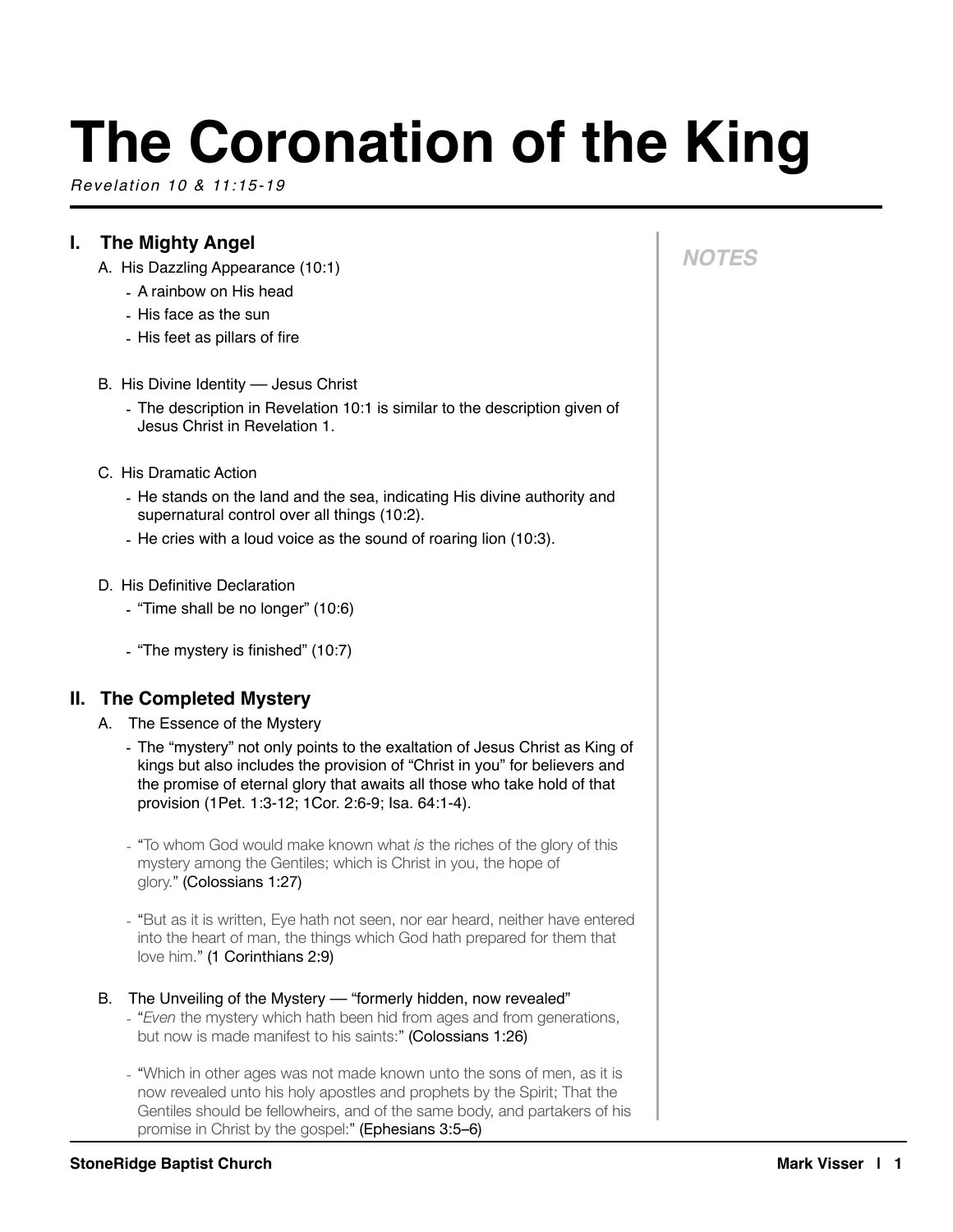# The Coronation of the King

*Revelation 10 & 11:15-19*

**NOTES**

## I. The Mighty Angel

A. His Dazzling Appearance (10:1)

- A rainbow on His head
- His face as the sun
- His feet as pillars of fire

B. His Divine Identity — Jesus Christ

- The description in Revelation 10:1 is similar to the description given of Jesus Christ in Revelation 1.

C. His Dramatic Action

- He stands on the land and the sea, indicating His divine authority and supernatural control over all things (10:2).
- He cries with a loud voice as the sound of roaring lion (10:3).

D. His Definitive Declaration

- "Time shall be no longer" (10:6)
- "The mystery is finished" (10:7)

## II. The Completed Mystery

A. The Essence of the Mystery

- The "mystery" not only points to the exaltation of Jesus Christ as King of kings but also includes the provision of "Christ in you" for believers and the promise of eternal glory that awaits all those who take hold of that provision (1Pet. 1:3-12; 1Cor. 2:6-9; Isa. 64:1-4).
- "To whom God would make known what *is* the riches of the glory of this mystery among the Gentiles; which is Christ in you, the hope of glory." (Colossians 1:27)
- "But as it is written, Eye hath not seen, nor ear heard, neither have entered into the heart of man, the things which God hath prepared for them that love him." (1 Corinthians 2:9)

B. The Unveiling of the Mystery — "formerly hidden, now revealed"

- "*Even* the mystery which hath been hid from ages and from generations, but now is made manifest to his saints:" (Colossians 1:26)
- "Which in other ages was not made known unto the sons of men, as it is now revealed unto his holy apostles and prophets by the Spirit; That the Gentiles should be fellowheirs, and of the same body, and partakers of his promise in Christ by the gospel:" (Ephesians 3:5–6)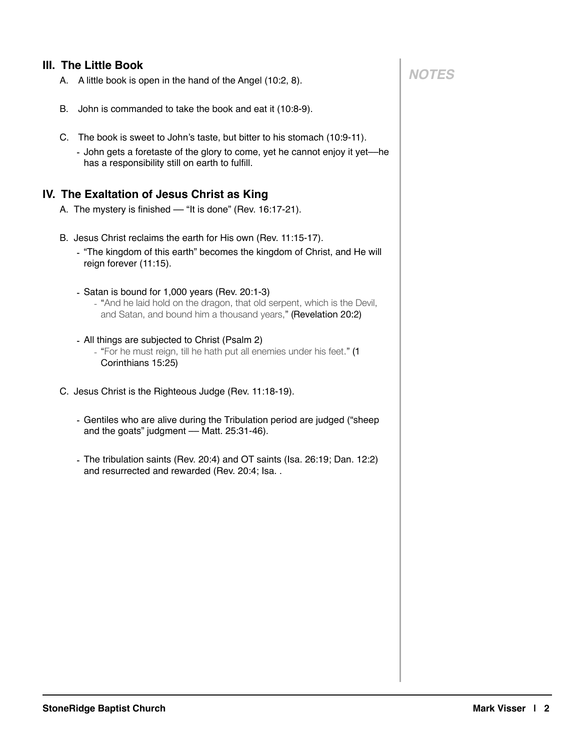## III. The Little Book

A. A little book is open in the hand of the Angel (10:2, 8).

B. John is commanded to take the book and eat it (10:8-9).

C. The book is sweet to John's taste, but bitter to his stomach (10:9-11).

- John gets a foretaste of the glory to come, yet he cannot enjoy it yet—he has a responsibility still on earth to fulfill.

## IV. The Exaltation of Jesus Christ as King

A. The mystery is finished — "It is done" (Rev. 16:17-21).

B. Jesus Christ reclaims the earth for His own (Rev. 11:15-17).

- "The kingdom of this earth" becomes the kingdom of Christ, and He will reign forever (11:15).
- Satan is bound for 1,000 years (Rev. 20:1-3)
  - "And he laid hold on the dragon, that old serpent, which is the Devil, and Satan, and bound him a thousand years," (Revelation 20:2)
- All things are subjected to Christ (Psalm 2)
  - "For he must reign, till he hath put all enemies under his feet." (1 Corinthians 15:25)

C. Jesus Christ is the Righteous Judge (Rev. 11:18-19).

- Gentiles who are alive during the Tribulation period are judged ("sheep and the goats" judgment — Matt. 25:31-46).
- The tribulation saints (Rev. 20:4) and OT saints (Isa. 26:19; Dan. 12:2) and resurrected and rewarded (Rev. 20:4; Isa. .

## NOTES